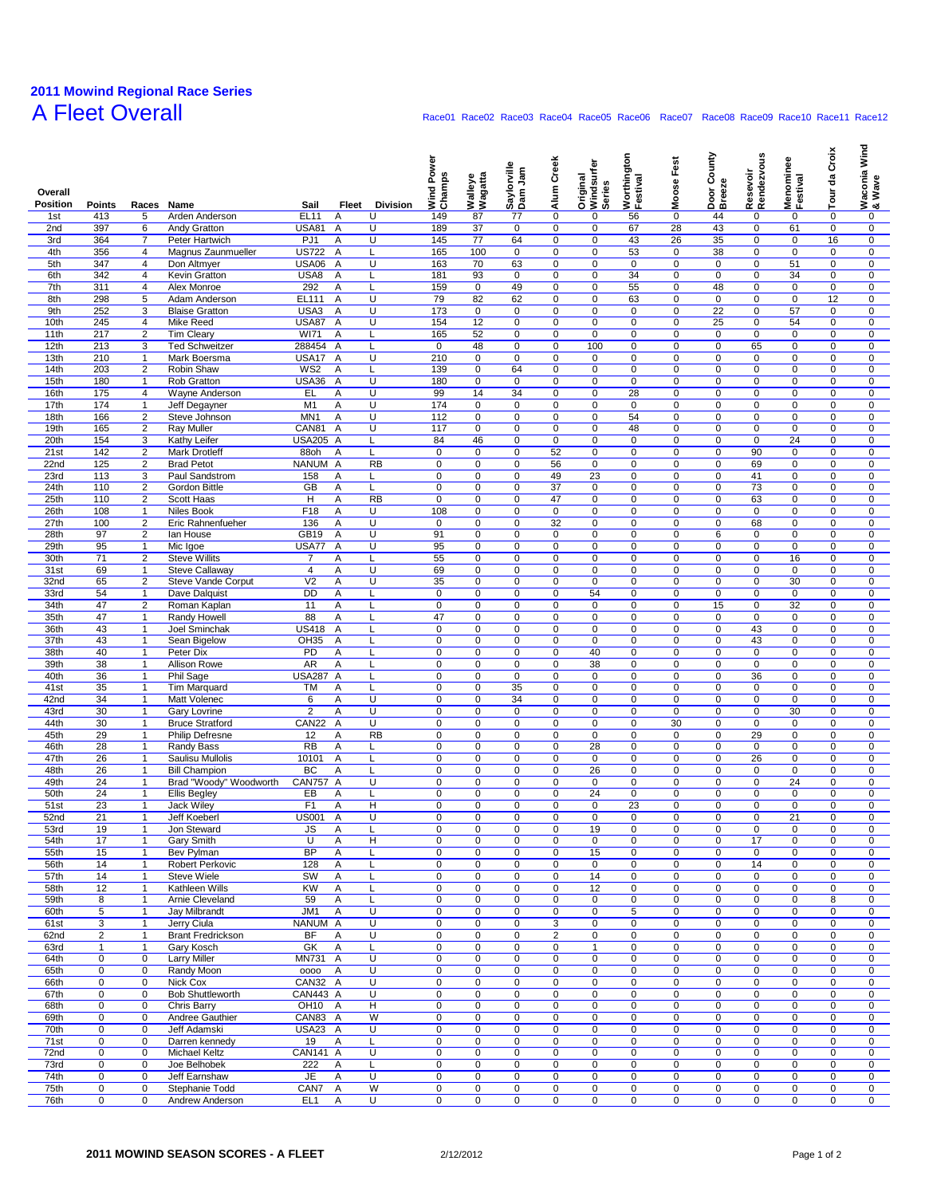# 2011 Mowind Regional Race Series

## A Fleet Overall

| Overall Position | Points | Races | Name | Sail | Fleet | Division | Wind Power Champs | Walleye Wagatta | Saylorville Dam Jam | Alum Creek | Original Windsurfer Series | Worthington Festival | Moose Fest | Door County Breeze | Resevoir Rendezvous | Menominee Festival | Tour da Croix | Waconia Wind & Wave |
|---|---|---|---|---|---|---|---|---|---|---|---|---|---|---|---|---|---|---|
| | | | | | | | Race01 | Race02 | Race03 | Race04 | Race05 | Race06 | Race07 | Race08 | Race09 | Race10 | Race11 | Race12 |
| 1st | 413 | 5 | Arden Anderson | EL11 | A | U | 149 | 87 | 77 | 0 | 0 | 56 | 0 | 44 | 0 | 0 | 0 | 0 |
| 2nd | 397 | 6 | Andy Gratton | USA81 | A | U | 189 | 37 | 0 | 0 | 0 | 67 | 28 | 43 | 0 | 61 | 0 | 0 |
| 3rd | 364 | 7 | Peter Hartwich | PJ1 | A | U | 145 | 77 | 64 | 0 | 0 | 43 | 26 | 35 | 0 | 0 | 16 | 0 |
| 4th | 356 | 4 | Magnus Zaunmueller | US722 | A | L | 165 | 100 | 0 | 0 | 0 | 53 | 0 | 38 | 0 | 0 | 0 | 0 |
| 5th | 347 | 4 | Don Altmyer | USA06 | A | U | 163 | 70 | 63 | 0 | 0 | 0 | 0 | 0 | 0 | 51 | 0 | 0 |
| 6th | 342 | 4 | Kevin Gratton | USA8 | A | L | 181 | 93 | 0 | 0 | 0 | 34 | 0 | 0 | 0 | 34 | 0 | 0 |
| 7th | 311 | 4 | Alex Monroe | 292 | A | L | 159 | 0 | 49 | 0 | 0 | 55 | 0 | 48 | 0 | 0 | 0 | 0 |
| 8th | 298 | 5 | Adam Anderson | EL111 | A | U | 79 | 82 | 62 | 0 | 0 | 63 | 0 | 0 | 0 | 0 | 12 | 0 |
| 9th | 252 | 3 | Blaise Gratton | USA3 | A | U | 173 | 0 | 0 | 0 | 0 | 0 | 0 | 22 | 0 | 57 | 0 | 0 |
| 10th | 245 | 4 | Mike Reed | USA87 | A | U | 154 | 12 | 0 | 0 | 0 | 0 | 0 | 25 | 0 | 54 | 0 | 0 |
| 11th | 217 | 2 | Tim Cleary | WI71 | A | L | 165 | 52 | 0 | 0 | 0 | 0 | 0 | 0 | 0 | 0 | 0 | 0 |
| 12th | 213 | 3 | Ted Schweitzer | 288454 | A | L | 0 | 48 | 0 | 0 | 100 | 0 | 0 | 0 | 65 | 0 | 0 | 0 |
| 13th | 210 | 1 | Mark Boersma | USA17 | A | U | 210 | 0 | 0 | 0 | 0 | 0 | 0 | 0 | 0 | 0 | 0 | 0 |
| 14th | 203 | 2 | Robin Shaw | WS2 | A | L | 139 | 0 | 64 | 0 | 0 | 0 | 0 | 0 | 0 | 0 | 0 | 0 |
| 15th | 180 | 1 | Rob Gratton | USA36 | A | U | 180 | 0 | 0 | 0 | 0 | 0 | 0 | 0 | 0 | 0 | 0 | 0 |
| 16th | 175 | 4 | Wayne Anderson | EL | A | U | 99 | 14 | 34 | 0 | 0 | 28 | 0 | 0 | 0 | 0 | 0 | 0 |
| 17th | 174 | 1 | Jeff Degayner | M1 | A | U | 174 | 0 | 0 | 0 | 0 | 0 | 0 | 0 | 0 | 0 | 0 | 0 |
| 18th | 166 | 2 | Steve Johnson | MN1 | A | U | 112 | 0 | 0 | 0 | 0 | 54 | 0 | 0 | 0 | 0 | 0 | 0 |
| 19th | 165 | 2 | Ray Muller | CAN81 | A | U | 117 | 0 | 0 | 0 | 0 | 48 | 0 | 0 | 0 | 0 | 0 | 0 |
| 20th | 154 | 3 | Kathy Leifer | USA205 | A | L | 84 | 46 | 0 | 0 | 0 | 0 | 0 | 0 | 0 | 24 | 0 | 0 |
| 21st | 142 | 2 | Mark Drotleff | 88oh | A | L | 0 | 0 | 0 | 52 | 0 | 0 | 0 | 0 | 90 | 0 | 0 | 0 |
| 22nd | 125 | 2 | Brad Petot | NANUM | A | RB | 0 | 0 | 0 | 56 | 0 | 0 | 0 | 0 | 69 | 0 | 0 | 0 |
| 23rd | 113 | 3 | Paul Sandstrom | 158 | A | L | 0 | 0 | 0 | 49 | 23 | 0 | 0 | 0 | 41 | 0 | 0 | 0 |
| 24th | 110 | 2 | Gordon Bittle | GB | A | L | 0 | 0 | 0 | 37 | 0 | 0 | 0 | 0 | 73 | 0 | 0 | 0 |
| 25th | 110 | 2 | Scott Haas | H | A | RB | 0 | 0 | 0 | 47 | 0 | 0 | 0 | 0 | 63 | 0 | 0 | 0 |
| 26th | 108 | 1 | Niles Book | F18 | A | U | 108 | 0 | 0 | 0 | 0 | 0 | 0 | 0 | 0 | 0 | 0 | 0 |
| 27th | 100 | 2 | Eric Rahnenfueher | 136 | A | U | 0 | 0 | 0 | 32 | 0 | 0 | 0 | 0 | 68 | 0 | 0 | 0 |
| 28th | 97 | 2 | Ian House | GB19 | A | U | 91 | 0 | 0 | 0 | 0 | 0 | 0 | 6 | 0 | 0 | 0 | 0 |
| 29th | 95 | 1 | Mic Igoe | USA77 | A | U | 95 | 0 | 0 | 0 | 0 | 0 | 0 | 0 | 0 | 0 | 0 | 0 |
| 30th | 71 | 2 | Steve Willits | 7 | A | L | 55 | 0 | 0 | 0 | 0 | 0 | 0 | 0 | 0 | 16 | 0 | 0 |
| 31st | 69 | 1 | Steve Callaway | 4 | A | U | 69 | 0 | 0 | 0 | 0 | 0 | 0 | 0 | 0 | 0 | 0 | 0 |
| 32nd | 65 | 2 | Steve Vande Corput | V2 | A | U | 35 | 0 | 0 | 0 | 0 | 0 | 0 | 0 | 0 | 30 | 0 | 0 |
| 33rd | 54 | 1 | Dave Dalquist | DD | A | L | 0 | 0 | 0 | 0 | 54 | 0 | 0 | 0 | 0 | 0 | 0 | 0 |
| 34th | 47 | 2 | Roman Kaplan | 11 | A | L | 0 | 0 | 0 | 0 | 0 | 0 | 0 | 15 | 0 | 32 | 0 | 0 |
| 35th | 47 | 1 | Randy Howell | 88 | A | L | 47 | 0 | 0 | 0 | 0 | 0 | 0 | 0 | 0 | 0 | 0 | 0 |
| 36th | 43 | 1 | Joel Sminchak | US418 | A | L | 0 | 0 | 0 | 0 | 0 | 0 | 0 | 0 | 43 | 0 | 0 | 0 |
| 37th | 43 | 1 | Sean Bigelow | OH35 | A | L | 0 | 0 | 0 | 0 | 0 | 0 | 0 | 0 | 43 | 0 | 0 | 0 |
| 38th | 40 | 1 | Peter Dix | PD | A | L | 0 | 0 | 0 | 0 | 40 | 0 | 0 | 0 | 0 | 0 | 0 | 0 |
| 39th | 38 | 1 | Allison Rowe | AR | A | L | 0 | 0 | 0 | 0 | 38 | 0 | 0 | 0 | 0 | 0 | 0 | 0 |
| 40th | 36 | 1 | Phil Sage | USA287 | A | L | 0 | 0 | 0 | 0 | 0 | 0 | 0 | 0 | 36 | 0 | 0 | 0 |
| 41st | 35 | 1 | Tim Marquard | TM | A | L | 0 | 0 | 35 | 0 | 0 | 0 | 0 | 0 | 0 | 0 | 0 | 0 |
| 42nd | 34 | 1 | Matt Volenec | 6 | A | U | 0 | 0 | 34 | 0 | 0 | 0 | 0 | 0 | 0 | 0 | 0 | 0 |
| 43rd | 30 | 1 | Gary Lovrine | 2 | A | U | 0 | 0 | 0 | 0 | 0 | 0 | 0 | 0 | 0 | 30 | 0 | 0 |
| 44th | 30 | 1 | Bruce Stratford | CAN22 | A | U | 0 | 0 | 0 | 0 | 0 | 0 | 30 | 0 | 0 | 0 | 0 | 0 |
| 45th | 29 | 1 | Philip Defresne | 12 | A | RB | 0 | 0 | 0 | 0 | 0 | 0 | 0 | 0 | 29 | 0 | 0 | 0 |
| 46th | 28 | 1 | Randy Bass | RB | A | L | 0 | 0 | 0 | 0 | 28 | 0 | 0 | 0 | 0 | 0 | 0 | 0 |
| 47th | 26 | 1 | Saulisu Mullolis | 10101 | A | L | 0 | 0 | 0 | 0 | 0 | 0 | 0 | 0 | 26 | 0 | 0 | 0 |
| 48th | 26 | 1 | Bill Champion | BC | A | L | 0 | 0 | 0 | 0 | 26 | 0 | 0 | 0 | 0 | 0 | 0 | 0 |
| 49th | 24 | 1 | Brad "Woody" Woodworth | CAN757 | A | U | 0 | 0 | 0 | 0 | 0 | 0 | 0 | 0 | 0 | 24 | 0 | 0 |
| 50th | 24 | 1 | Ellis Begley | EB | A | L | 0 | 0 | 0 | 0 | 24 | 0 | 0 | 0 | 0 | 0 | 0 | 0 |
| 51st | 23 | 1 | Jack Wiley | F1 | A | H | 0 | 0 | 0 | 0 | 0 | 23 | 0 | 0 | 0 | 0 | 0 | 0 |
| 52nd | 21 | 1 | Jeff Koeberl | US001 | A | U | 0 | 0 | 0 | 0 | 0 | 0 | 0 | 0 | 0 | 21 | 0 | 0 |
| 53rd | 19 | 1 | Jon Steward | JS | A | L | 0 | 0 | 0 | 0 | 19 | 0 | 0 | 0 | 0 | 0 | 0 | 0 |
| 54th | 17 | 1 | Gary Smith | U | A | H | 0 | 0 | 0 | 0 | 0 | 0 | 0 | 0 | 17 | 0 | 0 | 0 |
| 55th | 15 | 1 | Bev Pylman | BP | A | L | 0 | 0 | 0 | 0 | 15 | 0 | 0 | 0 | 0 | 0 | 0 | 0 |
| 56th | 14 | 1 | Robert Perkovic | 128 | A | L | 0 | 0 | 0 | 0 | 0 | 0 | 0 | 0 | 14 | 0 | 0 | 0 |
| 57th | 14 | 1 | Steve Wiele | SW | A | L | 0 | 0 | 0 | 0 | 14 | 0 | 0 | 0 | 0 | 0 | 0 | 0 |
| 58th | 12 | 1 | Kathleen Wills | KW | A | L | 0 | 0 | 0 | 0 | 12 | 0 | 0 | 0 | 0 | 0 | 0 | 0 |
| 59th | 8 | 1 | Arnie Cleveland | 59 | A | L | 0 | 0 | 0 | 0 | 0 | 0 | 0 | 0 | 0 | 0 | 8 | 0 |
| 60th | 5 | 1 | Jay Milbrandt | JM1 | A | U | 0 | 0 | 0 | 0 | 0 | 5 | 0 | 0 | 0 | 0 | 0 | 0 |
| 61st | 3 | 1 | Jerry Ciula | NANUM | A | U | 0 | 0 | 0 | 3 | 0 | 0 | 0 | 0 | 0 | 0 | 0 | 0 |
| 62nd | 2 | 1 | Brant Fredrickson | BF | A | U | 0 | 0 | 0 | 2 | 0 | 0 | 0 | 0 | 0 | 0 | 0 | 0 |
| 63rd | 1 | 1 | Gary Kosch | GK | A | L | 0 | 0 | 0 | 0 | 1 | 0 | 0 | 0 | 0 | 0 | 0 | 0 |
| 64th | 0 | 0 | Larry Miller | MN731 | A | U | 0 | 0 | 0 | 0 | 0 | 0 | 0 | 0 | 0 | 0 | 0 | 0 |
| 65th | 0 | 0 | Randy Moon | oooo | A | U | 0 | 0 | 0 | 0 | 0 | 0 | 0 | 0 | 0 | 0 | 0 | 0 |
| 66th | 0 | 0 | Nick Cox | CAN32 | A | U | 0 | 0 | 0 | 0 | 0 | 0 | 0 | 0 | 0 | 0 | 0 | 0 |
| 67th | 0 | 0 | Bob Shuttleworth | CAN443 | A | U | 0 | 0 | 0 | 0 | 0 | 0 | 0 | 0 | 0 | 0 | 0 | 0 |
| 68th | 0 | 0 | Chris Barry | OH10 | A | H | 0 | 0 | 0 | 0 | 0 | 0 | 0 | 0 | 0 | 0 | 0 | 0 |
| 69th | 0 | 0 | Andree Gauthier | CAN83 | A | W | 0 | 0 | 0 | 0 | 0 | 0 | 0 | 0 | 0 | 0 | 0 | 0 |
| 70th | 0 | 0 | Jeff Adamski | USA23 | A | U | 0 | 0 | 0 | 0 | 0 | 0 | 0 | 0 | 0 | 0 | 0 | 0 |
| 71st | 0 | 0 | Darren kennedy | 19 | A | L | 0 | 0 | 0 | 0 | 0 | 0 | 0 | 0 | 0 | 0 | 0 | 0 |
| 72nd | 0 | 0 | Michael Keltz | CAN141 | A | U | 0 | 0 | 0 | 0 | 0 | 0 | 0 | 0 | 0 | 0 | 0 | 0 |
| 73rd | 0 | 0 | Joe Belhobek | 222 | A | L | 0 | 0 | 0 | 0 | 0 | 0 | 0 | 0 | 0 | 0 | 0 | 0 |
| 74th | 0 | 0 | Jeff Earnshaw | JE | A | U | 0 | 0 | 0 | 0 | 0 | 0 | 0 | 0 | 0 | 0 | 0 | 0 |
| 75th | 0 | 0 | Stephanie Todd | CAN7 | A | W | 0 | 0 | 0 | 0 | 0 | 0 | 0 | 0 | 0 | 0 | 0 | 0 |
| 76th | 0 | 0 | Andrew Anderson | EL1 | A | U | 0 | 0 | 0 | 0 | 0 | 0 | 0 | 0 | 0 | 0 | 0 | 0 |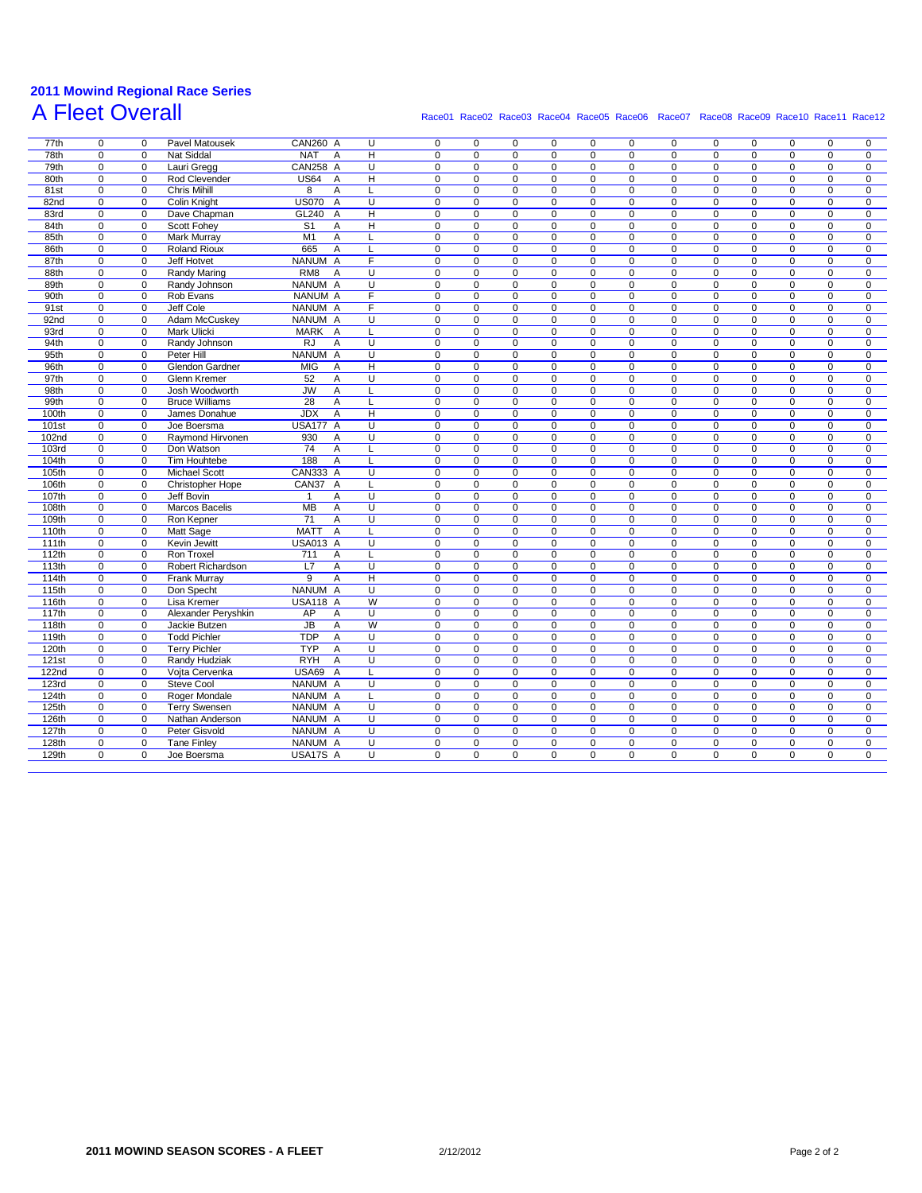## 2011 Mowind Regional Race Series

# A Fleet Overall

| | | | | | | | Race01 | Race02 | Race03 | Race04 | Race05 | Race06 | Race07 | Race08 | Race09 | Race10 | Race11 | Race12 |
|---|---|---|---|---|---|---|---|---|---|---|---|---|---|---|---|---|---|---|
| 77th | 0 | 0 | Pavel Matousek | CAN260 | A | U | 0 | 0 | 0 | 0 | 0 | 0 | 0 | 0 | 0 | 0 | 0 | 0 |
| 78th | 0 | 0 | Nat Siddal | NAT | A | H | 0 | 0 | 0 | 0 | 0 | 0 | 0 | 0 | 0 | 0 | 0 | 0 |
| 79th | 0 | 0 | Lauri Gregg | CAN258 | A | U | 0 | 0 | 0 | 0 | 0 | 0 | 0 | 0 | 0 | 0 | 0 | 0 |
| 80th | 0 | 0 | Rod Clevender | US64 | A | H | 0 | 0 | 0 | 0 | 0 | 0 | 0 | 0 | 0 | 0 | 0 | 0 |
| 81st | 0 | 0 | Chris Mihill | 8 | A | L | 0 | 0 | 0 | 0 | 0 | 0 | 0 | 0 | 0 | 0 | 0 | 0 |
| 82nd | 0 | 0 | Colin Knight | US070 | A | U | 0 | 0 | 0 | 0 | 0 | 0 | 0 | 0 | 0 | 0 | 0 | 0 |
| 83rd | 0 | 0 | Dave Chapman | GL240 | A | H | 0 | 0 | 0 | 0 | 0 | 0 | 0 | 0 | 0 | 0 | 0 | 0 |
| 84th | 0 | 0 | Scott Fohey | S1 | A | H | 0 | 0 | 0 | 0 | 0 | 0 | 0 | 0 | 0 | 0 | 0 | 0 |
| 85th | 0 | 0 | Mark Murray | M1 | A | L | 0 | 0 | 0 | 0 | 0 | 0 | 0 | 0 | 0 | 0 | 0 | 0 |
| 86th | 0 | 0 | Roland Rioux | 665 | A | L | 0 | 0 | 0 | 0 | 0 | 0 | 0 | 0 | 0 | 0 | 0 | 0 |
| 87th | 0 | 0 | Jeff Hotvet | NANUM | A | F | 0 | 0 | 0 | 0 | 0 | 0 | 0 | 0 | 0 | 0 | 0 | 0 |
| 88th | 0 | 0 | Randy Maring | RM8 | A | U | 0 | 0 | 0 | 0 | 0 | 0 | 0 | 0 | 0 | 0 | 0 | 0 |
| 89th | 0 | 0 | Randy Johnson | NANUM | A | U | 0 | 0 | 0 | 0 | 0 | 0 | 0 | 0 | 0 | 0 | 0 | 0 |
| 90th | 0 | 0 | Rob Evans | NANUM | A | F | 0 | 0 | 0 | 0 | 0 | 0 | 0 | 0 | 0 | 0 | 0 | 0 |
| 91st | 0 | 0 | Jeff Cole | NANUM | A | F | 0 | 0 | 0 | 0 | 0 | 0 | 0 | 0 | 0 | 0 | 0 | 0 |
| 92nd | 0 | 0 | Adam McCuskey | NANUM | A | U | 0 | 0 | 0 | 0 | 0 | 0 | 0 | 0 | 0 | 0 | 0 | 0 |
| 93rd | 0 | 0 | Mark Ulicki | MARK | A | L | 0 | 0 | 0 | 0 | 0 | 0 | 0 | 0 | 0 | 0 | 0 | 0 |
| 94th | 0 | 0 | Randy Johnson | RJ | A | U | 0 | 0 | 0 | 0 | 0 | 0 | 0 | 0 | 0 | 0 | 0 | 0 |
| 95th | 0 | 0 | Peter Hill | NANUM | A | U | 0 | 0 | 0 | 0 | 0 | 0 | 0 | 0 | 0 | 0 | 0 | 0 |
| 96th | 0 | 0 | Glendon Gardner | MIG | A | H | 0 | 0 | 0 | 0 | 0 | 0 | 0 | 0 | 0 | 0 | 0 | 0 |
| 97th | 0 | 0 | Glenn Kremer | 52 | A | U | 0 | 0 | 0 | 0 | 0 | 0 | 0 | 0 | 0 | 0 | 0 | 0 |
| 98th | 0 | 0 | Josh Woodworth | JW | A | L | 0 | 0 | 0 | 0 | 0 | 0 | 0 | 0 | 0 | 0 | 0 | 0 |
| 99th | 0 | 0 | Bruce Williams | 28 | A | L | 0 | 0 | 0 | 0 | 0 | 0 | 0 | 0 | 0 | 0 | 0 | 0 |
| 100th | 0 | 0 | James Donahue | JDX | A | H | 0 | 0 | 0 | 0 | 0 | 0 | 0 | 0 | 0 | 0 | 0 | 0 |
| 101st | 0 | 0 | Joe Boersma | USA177 | A | U | 0 | 0 | 0 | 0 | 0 | 0 | 0 | 0 | 0 | 0 | 0 | 0 |
| 102nd | 0 | 0 | Raymond Hirvonen | 930 | A | U | 0 | 0 | 0 | 0 | 0 | 0 | 0 | 0 | 0 | 0 | 0 | 0 |
| 103rd | 0 | 0 | Don Watson | 74 | A | L | 0 | 0 | 0 | 0 | 0 | 0 | 0 | 0 | 0 | 0 | 0 | 0 |
| 104th | 0 | 0 | Tim Houhtebe | 188 | A | L | 0 | 0 | 0 | 0 | 0 | 0 | 0 | 0 | 0 | 0 | 0 | 0 |
| 105th | 0 | 0 | Michael Scott | CAN333 | A | U | 0 | 0 | 0 | 0 | 0 | 0 | 0 | 0 | 0 | 0 | 0 | 0 |
| 106th | 0 | 0 | Christopher Hope | CAN37 | A | L | 0 | 0 | 0 | 0 | 0 | 0 | 0 | 0 | 0 | 0 | 0 | 0 |
| 107th | 0 | 0 | Jeff Bovin | 1 | A | U | 0 | 0 | 0 | 0 | 0 | 0 | 0 | 0 | 0 | 0 | 0 | 0 |
| 108th | 0 | 0 | Marcos Bacelis | MB | A | U | 0 | 0 | 0 | 0 | 0 | 0 | 0 | 0 | 0 | 0 | 0 | 0 |
| 109th | 0 | 0 | Ron Kepner | 71 | A | U | 0 | 0 | 0 | 0 | 0 | 0 | 0 | 0 | 0 | 0 | 0 | 0 |
| 110th | 0 | 0 | Matt Sage | MATT | A | L | 0 | 0 | 0 | 0 | 0 | 0 | 0 | 0 | 0 | 0 | 0 | 0 |
| 111th | 0 | 0 | Kevin Jewitt | USA013 | A | U | 0 | 0 | 0 | 0 | 0 | 0 | 0 | 0 | 0 | 0 | 0 | 0 |
| 112th | 0 | 0 | Ron Troxel | 711 | A | L | 0 | 0 | 0 | 0 | 0 | 0 | 0 | 0 | 0 | 0 | 0 | 0 |
| 113th | 0 | 0 | Robert Richardson | L7 | A | U | 0 | 0 | 0 | 0 | 0 | 0 | 0 | 0 | 0 | 0 | 0 | 0 |
| 114th | 0 | 0 | Frank Murray | 9 | A | H | 0 | 0 | 0 | 0 | 0 | 0 | 0 | 0 | 0 | 0 | 0 | 0 |
| 115th | 0 | 0 | Don Specht | NANUM | A | U | 0 | 0 | 0 | 0 | 0 | 0 | 0 | 0 | 0 | 0 | 0 | 0 |
| 116th | 0 | 0 | Lisa Kremer | USA118 | A | W | 0 | 0 | 0 | 0 | 0 | 0 | 0 | 0 | 0 | 0 | 0 | 0 |
| 117th | 0 | 0 | Alexander Peryshkin | AP | A | U | 0 | 0 | 0 | 0 | 0 | 0 | 0 | 0 | 0 | 0 | 0 | 0 |
| 118th | 0 | 0 | Jackie Butzen | JB | A | W | 0 | 0 | 0 | 0 | 0 | 0 | 0 | 0 | 0 | 0 | 0 | 0 |
| 119th | 0 | 0 | Todd Pichler | TDP | A | U | 0 | 0 | 0 | 0 | 0 | 0 | 0 | 0 | 0 | 0 | 0 | 0 |
| 120th | 0 | 0 | Terry Pichler | TYP | A | U | 0 | 0 | 0 | 0 | 0 | 0 | 0 | 0 | 0 | 0 | 0 | 0 |
| 121st | 0 | 0 | Randy Hudziak | RYH | A | U | 0 | 0 | 0 | 0 | 0 | 0 | 0 | 0 | 0 | 0 | 0 | 0 |
| 122nd | 0 | 0 | Vojta Cervenka | USA69 | A | L | 0 | 0 | 0 | 0 | 0 | 0 | 0 | 0 | 0 | 0 | 0 | 0 |
| 123rd | 0 | 0 | Steve Cool | NANUM | A | U | 0 | 0 | 0 | 0 | 0 | 0 | 0 | 0 | 0 | 0 | 0 | 0 |
| 124th | 0 | 0 | Roger Mondale | NANUM | A | L | 0 | 0 | 0 | 0 | 0 | 0 | 0 | 0 | 0 | 0 | 0 | 0 |
| 125th | 0 | 0 | Terry Swensen | NANUM | A | U | 0 | 0 | 0 | 0 | 0 | 0 | 0 | 0 | 0 | 0 | 0 | 0 |
| 126th | 0 | 0 | Nathan Anderson | NANUM | A | U | 0 | 0 | 0 | 0 | 0 | 0 | 0 | 0 | 0 | 0 | 0 | 0 |
| 127th | 0 | 0 | Peter Gisvold | NANUM | A | U | 0 | 0 | 0 | 0 | 0 | 0 | 0 | 0 | 0 | 0 | 0 | 0 |
| 128th | 0 | 0 | Tane Finley | NANUM | A | U | 0 | 0 | 0 | 0 | 0 | 0 | 0 | 0 | 0 | 0 | 0 | 0 |
| 129th | 0 | 0 | Joe Boersma | USA17S | A | U | 0 | 0 | 0 | 0 | 0 | 0 | 0 | 0 | 0 | 0 | 0 | 0 |

**2011 MOWIND SEASON SCORES - A FLEET** 2/12/2012